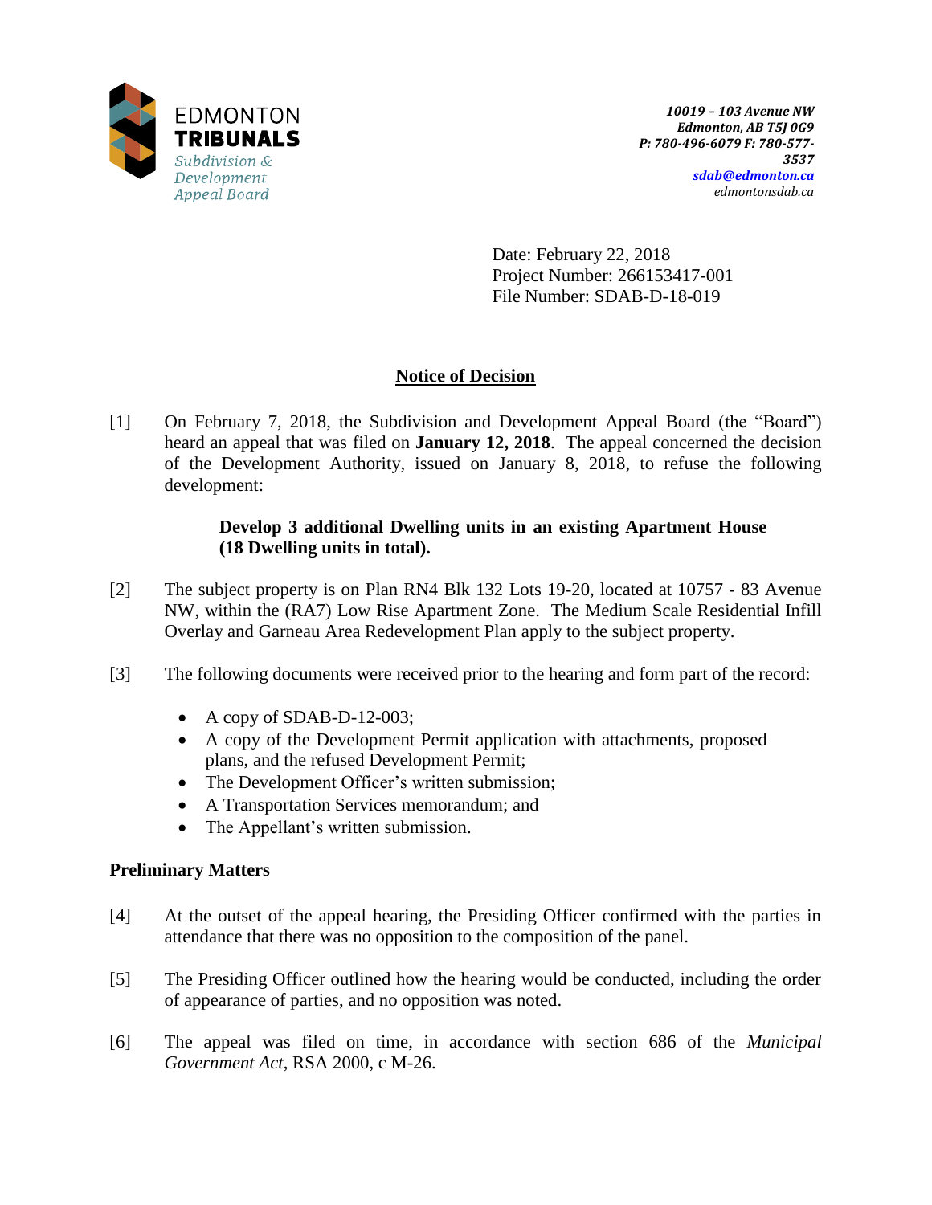EDMONTON
**TRIBUNALS**
*Subdivision & Development Appeal Board*

***10019 – 103 Avenue NW***
***Edmonton, AB T5J 0G9***
***P: 780-496-6079 F: 780-577-3537***
***sdab@edmonton.ca***
*edmontonsdab.ca*

Date: February 22, 2018
Project Number: 266153417-001
File Number: SDAB-D-18-019

## Notice of Decision

[1] On February 7, 2018, the Subdivision and Development Appeal Board (the "Board") heard an appeal that was filed on **January 12, 2018**. The appeal concerned the decision of the Development Authority, issued on January 8, 2018, to refuse the following development:

> **Develop 3 additional Dwelling units in an existing Apartment House (18 Dwelling units in total).**

[2] The subject property is on Plan RN4 Blk 132 Lots 19-20, located at 10757 - 83 Avenue NW, within the (RA7) Low Rise Apartment Zone. The Medium Scale Residential Infill Overlay and Garneau Area Redevelopment Plan apply to the subject property.

[3] The following documents were received prior to the hearing and form part of the record:

- A copy of SDAB-D-12-003;
- A copy of the Development Permit application with attachments, proposed plans, and the refused Development Permit;
- The Development Officer's written submission;
- A Transportation Services memorandum; and
- The Appellant's written submission.

### Preliminary Matters

[4] At the outset of the appeal hearing, the Presiding Officer confirmed with the parties in attendance that there was no opposition to the composition of the panel.

[5] The Presiding Officer outlined how the hearing would be conducted, including the order of appearance of parties, and no opposition was noted.

[6] The appeal was filed on time, in accordance with section 686 of the *Municipal Government Act*, RSA 2000, c M-26.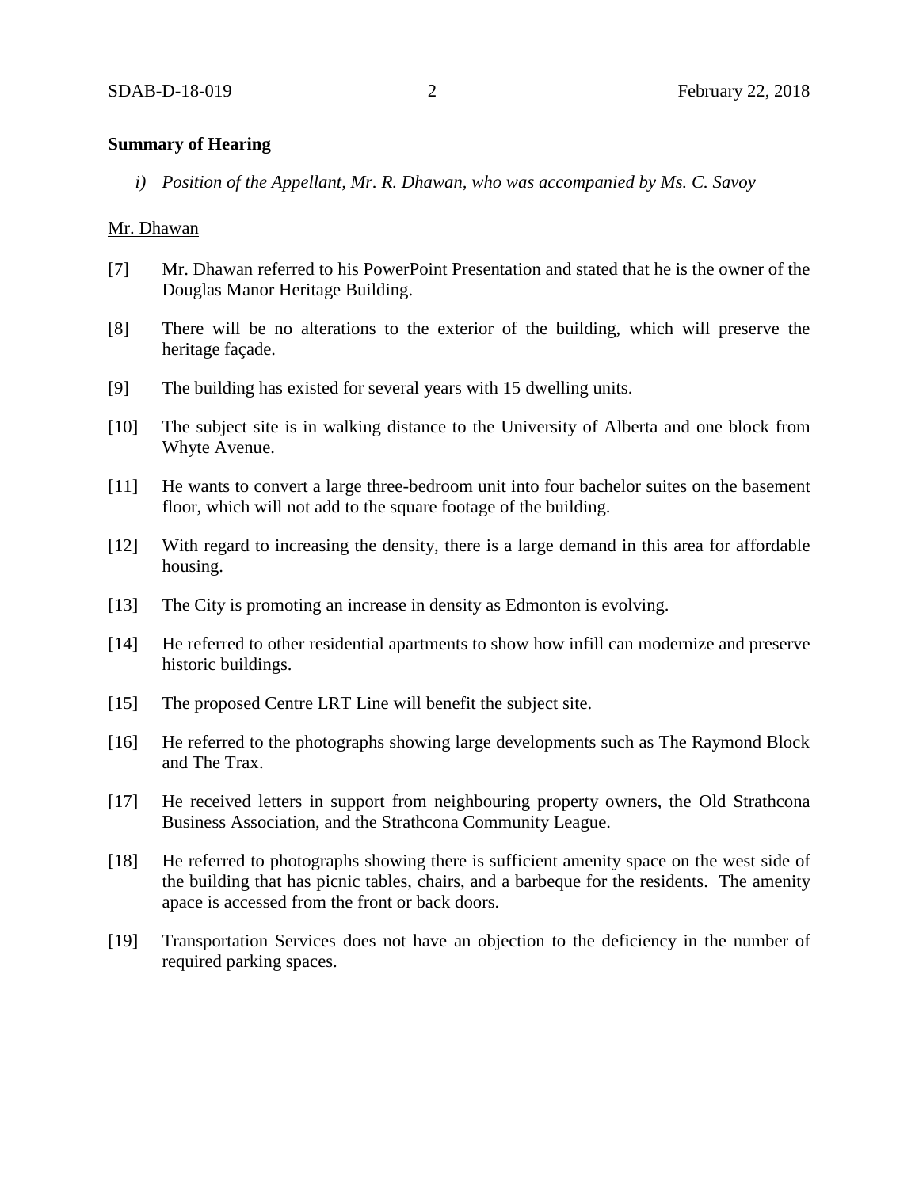**Summary of Hearing**

*i) Position of the Appellant, Mr. R. Dhawan, who was accompanied by Ms. C. Savoy*

Mr. Dhawan

[7] Mr. Dhawan referred to his PowerPoint Presentation and stated that he is the owner of the Douglas Manor Heritage Building.

[8] There will be no alterations to the exterior of the building, which will preserve the heritage façade.

[9] The building has existed for several years with 15 dwelling units.

[10] The subject site is in walking distance to the University of Alberta and one block from Whyte Avenue.

[11] He wants to convert a large three-bedroom unit into four bachelor suites on the basement floor, which will not add to the square footage of the building.

[12] With regard to increasing the density, there is a large demand in this area for affordable housing.

[13] The City is promoting an increase in density as Edmonton is evolving.

[14] He referred to other residential apartments to show how infill can modernize and preserve historic buildings.

[15] The proposed Centre LRT Line will benefit the subject site.

[16] He referred to the photographs showing large developments such as The Raymond Block and The Trax.

[17] He received letters in support from neighbouring property owners, the Old Strathcona Business Association, and the Strathcona Community League.

[18] He referred to photographs showing there is sufficient amenity space on the west side of the building that has picnic tables, chairs, and a barbeque for the residents. The amenity apace is accessed from the front or back doors.

[19] Transportation Services does not have an objection to the deficiency in the number of required parking spaces.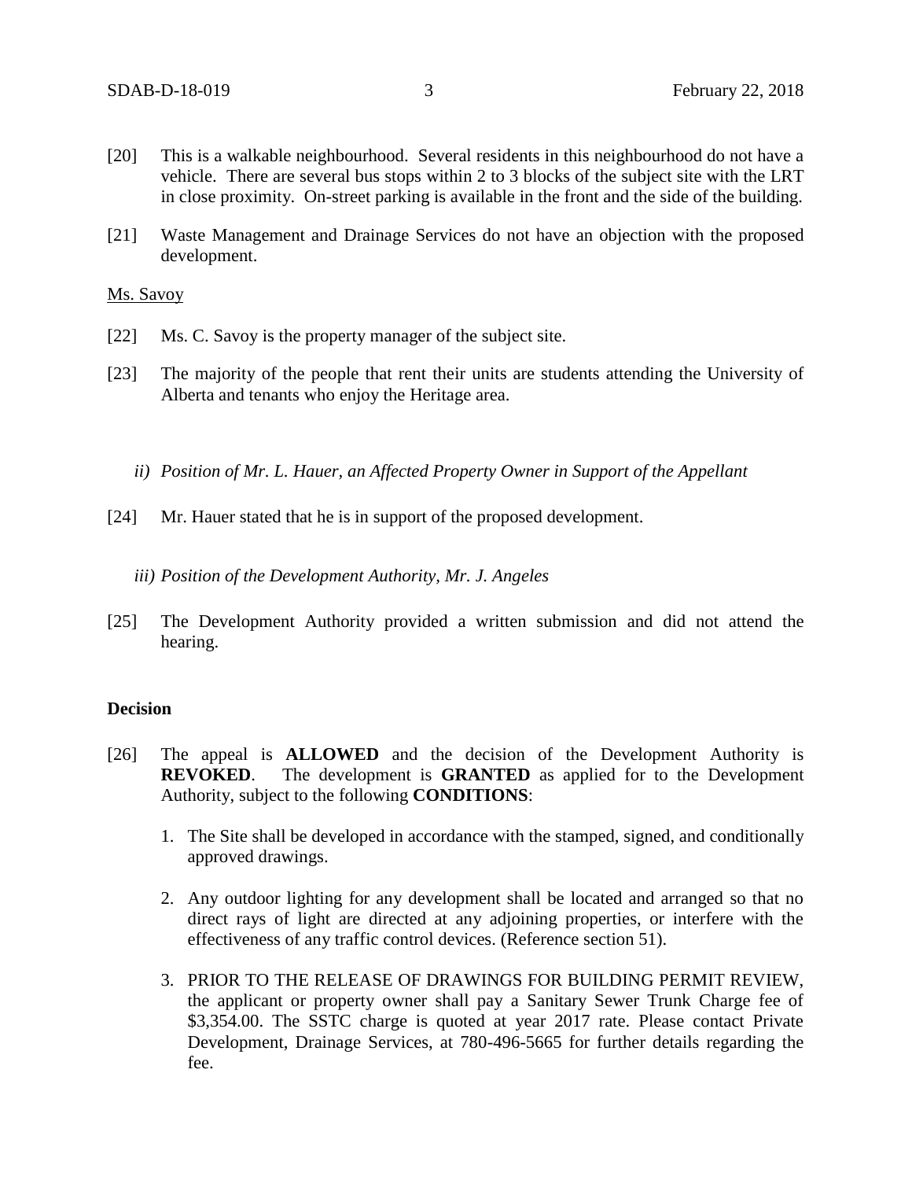[20] This is a walkable neighbourhood. Several residents in this neighbourhood do not have a vehicle. There are several bus stops within 2 to 3 blocks of the subject site with the LRT in close proximity. On-street parking is available in the front and the side of the building.

[21] Waste Management and Drainage Services do not have an objection with the proposed development.

Ms. Savoy

[22] Ms. C. Savoy is the property manager of the subject site.

[23] The majority of the people that rent their units are students attending the University of Alberta and tenants who enjoy the Heritage area.

*ii) Position of Mr. L. Hauer, an Affected Property Owner in Support of the Appellant*

[24] Mr. Hauer stated that he is in support of the proposed development.

*iii) Position of the Development Authority, Mr. J. Angeles*

[25] The Development Authority provided a written submission and did not attend the hearing.

**Decision**

[26] The appeal is **ALLOWED** and the decision of the Development Authority is **REVOKED**. The development is **GRANTED** as applied for to the Development Authority, subject to the following **CONDITIONS**:

1. The Site shall be developed in accordance with the stamped, signed, and conditionally approved drawings.

2. Any outdoor lighting for any development shall be located and arranged so that no direct rays of light are directed at any adjoining properties, or interfere with the effectiveness of any traffic control devices. (Reference section 51).

3. PRIOR TO THE RELEASE OF DRAWINGS FOR BUILDING PERMIT REVIEW, the applicant or property owner shall pay a Sanitary Sewer Trunk Charge fee of $3,354.00. The SSTC charge is quoted at year 2017 rate. Please contact Private Development, Drainage Services, at 780-496-5665 for further details regarding the fee.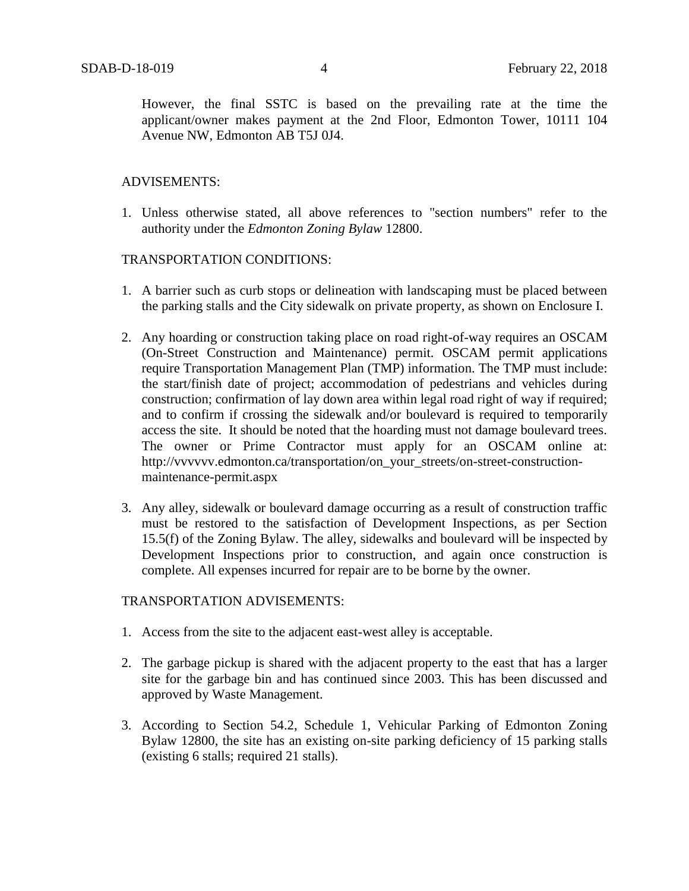However, the final SSTC is based on the prevailing rate at the time the applicant/owner makes payment at the 2nd Floor, Edmonton Tower, 10111 104 Avenue NW, Edmonton AB T5J 0J4.

ADVISEMENTS:

1. Unless otherwise stated, all above references to "section numbers" refer to the authority under the *Edmonton Zoning Bylaw* 12800.

TRANSPORTATION CONDITIONS:

1. A barrier such as curb stops or delineation with landscaping must be placed between the parking stalls and the City sidewalk on private property, as shown on Enclosure I.

2. Any hoarding or construction taking place on road right-of-way requires an OSCAM (On-Street Construction and Maintenance) permit. OSCAM permit applications require Transportation Management Plan (TMP) information. The TMP must include: the start/finish date of project; accommodation of pedestrians and vehicles during construction; confirmation of lay down area within legal road right of way if required; and to confirm if crossing the sidewalk and/or boulevard is required to temporarily access the site. It should be noted that the hoarding must not damage boulevard trees. The owner or Prime Contractor must apply for an OSCAM online at: http://vvvvvv.edmonton.ca/transportation/on_your_streets/on-street-construction-maintenance-permit.aspx

3. Any alley, sidewalk or boulevard damage occurring as a result of construction traffic must be restored to the satisfaction of Development Inspections, as per Section 15.5(f) of the Zoning Bylaw. The alley, sidewalks and boulevard will be inspected by Development Inspections prior to construction, and again once construction is complete. All expenses incurred for repair are to be borne by the owner.

TRANSPORTATION ADVISEMENTS:

1. Access from the site to the adjacent east-west alley is acceptable.

2. The garbage pickup is shared with the adjacent property to the east that has a larger site for the garbage bin and has continued since 2003. This has been discussed and approved by Waste Management.

3. According to Section 54.2, Schedule 1, Vehicular Parking of Edmonton Zoning Bylaw 12800, the site has an existing on-site parking deficiency of 15 parking stalls (existing 6 stalls; required 21 stalls).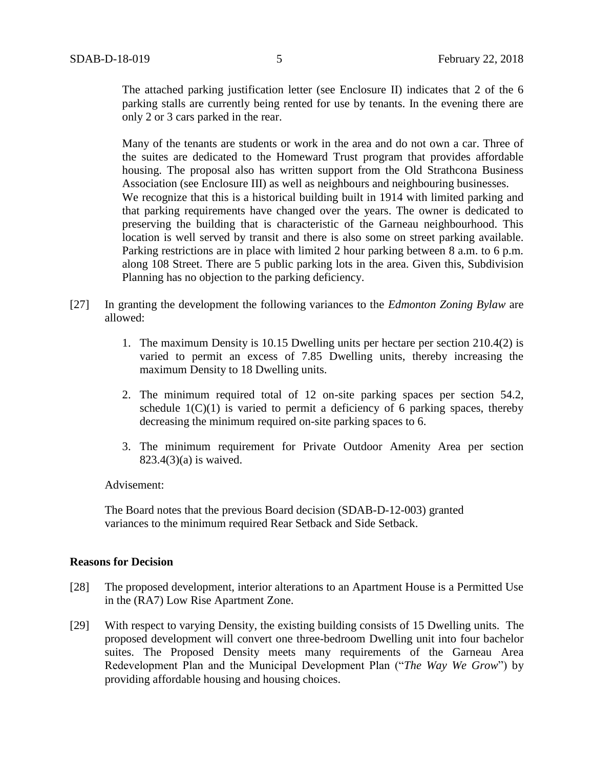The attached parking justification letter (see Enclosure II) indicates that 2 of the 6 parking stalls are currently being rented for use by tenants. In the evening there are only 2 or 3 cars parked in the rear.

Many of the tenants are students or work in the area and do not own a car. Three of the suites are dedicated to the Homeward Trust program that provides affordable housing. The proposal also has written support from the Old Strathcona Business Association (see Enclosure III) as well as neighbours and neighbouring businesses. We recognize that this is a historical building built in 1914 with limited parking and that parking requirements have changed over the years. The owner is dedicated to preserving the building that is characteristic of the Garneau neighbourhood. This location is well served by transit and there is also some on street parking available. Parking restrictions are in place with limited 2 hour parking between 8 a.m. to 6 p.m. along 108 Street. There are 5 public parking lots in the area. Given this, Subdivision Planning has no objection to the parking deficiency.

[27] In granting the development the following variances to the *Edmonton Zoning Bylaw* are allowed:

1. The maximum Density is 10.15 Dwelling units per hectare per section 210.4(2) is varied to permit an excess of 7.85 Dwelling units, thereby increasing the maximum Density to 18 Dwelling units.

2. The minimum required total of 12 on-site parking spaces per section 54.2, schedule 1(C)(1) is varied to permit a deficiency of 6 parking spaces, thereby decreasing the minimum required on-site parking spaces to 6.

3. The minimum requirement for Private Outdoor Amenity Area per section 823.4(3)(a) is waived.

Advisement:

The Board notes that the previous Board decision (SDAB-D-12-003) granted variances to the minimum required Rear Setback and Side Setback.

**Reasons for Decision**

[28] The proposed development, interior alterations to an Apartment House is a Permitted Use in the (RA7) Low Rise Apartment Zone.

[29] With respect to varying Density, the existing building consists of 15 Dwelling units. The proposed development will convert one three-bedroom Dwelling unit into four bachelor suites. The Proposed Density meets many requirements of the Garneau Area Redevelopment Plan and the Municipal Development Plan ("*The Way We Grow*") by providing affordable housing and housing choices.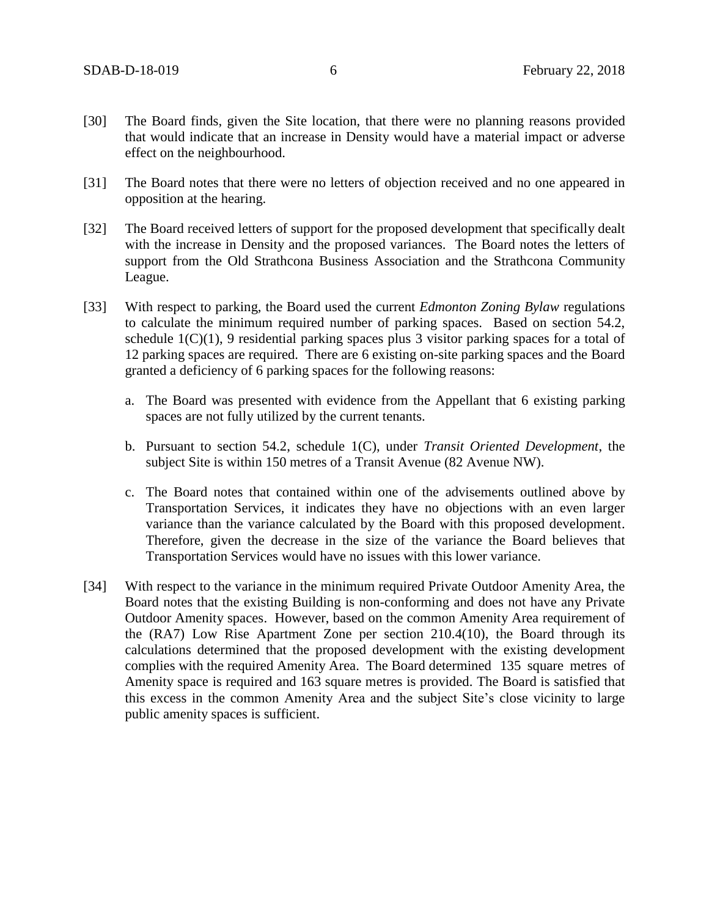[30] The Board finds, given the Site location, that there were no planning reasons provided that would indicate that an increase in Density would have a material impact or adverse effect on the neighbourhood.

[31] The Board notes that there were no letters of objection received and no one appeared in opposition at the hearing.

[32] The Board received letters of support for the proposed development that specifically dealt with the increase in Density and the proposed variances. The Board notes the letters of support from the Old Strathcona Business Association and the Strathcona Community League.

[33] With respect to parking, the Board used the current *Edmonton Zoning Bylaw* regulations to calculate the minimum required number of parking spaces. Based on section 54.2, schedule 1(C)(1), 9 residential parking spaces plus 3 visitor parking spaces for a total of 12 parking spaces are required. There are 6 existing on-site parking spaces and the Board granted a deficiency of 6 parking spaces for the following reasons:

   a. The Board was presented with evidence from the Appellant that 6 existing parking spaces are not fully utilized by the current tenants.

   b. Pursuant to section 54.2, schedule 1(C), under *Transit Oriented Development*, the subject Site is within 150 metres of a Transit Avenue (82 Avenue NW).

   c. The Board notes that contained within one of the advisements outlined above by Transportation Services, it indicates they have no objections with an even larger variance than the variance calculated by the Board with this proposed development. Therefore, given the decrease in the size of the variance the Board believes that Transportation Services would have no issues with this lower variance.

[34] With respect to the variance in the minimum required Private Outdoor Amenity Area, the Board notes that the existing Building is non-conforming and does not have any Private Outdoor Amenity spaces. However, based on the common Amenity Area requirement of the (RA7) Low Rise Apartment Zone per section 210.4(10), the Board through its calculations determined that the proposed development with the existing development complies with the required Amenity Area. The Board determined 135 square metres of Amenity space is required and 163 square metres is provided. The Board is satisfied that this excess in the common Amenity Area and the subject Site's close vicinity to large public amenity spaces is sufficient.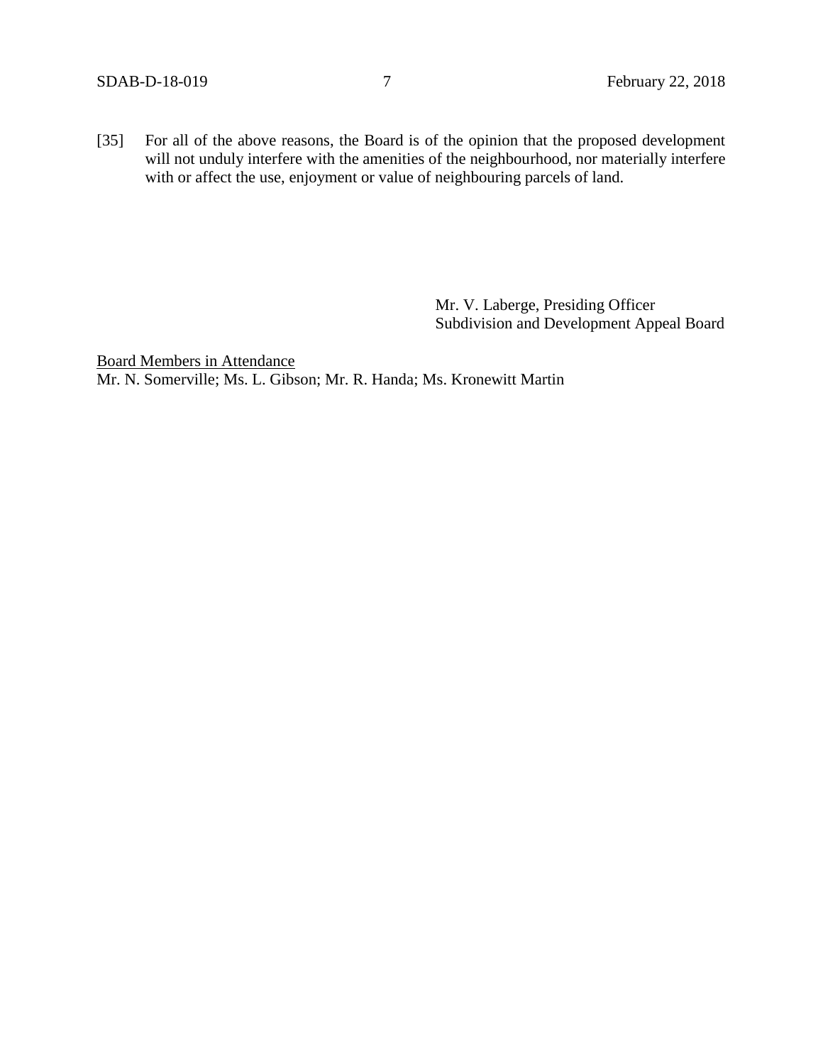[35] For all of the above reasons, the Board is of the opinion that the proposed development will not unduly interfere with the amenities of the neighbourhood, nor materially interfere with or affect the use, enjoyment or value of neighbouring parcels of land.

Mr. V. Laberge, Presiding Officer
Subdivision and Development Appeal Board

<u>Board Members in Attendance</u>
Mr. N. Somerville; Ms. L. Gibson; Mr. R. Handa; Ms. Kronewitt Martin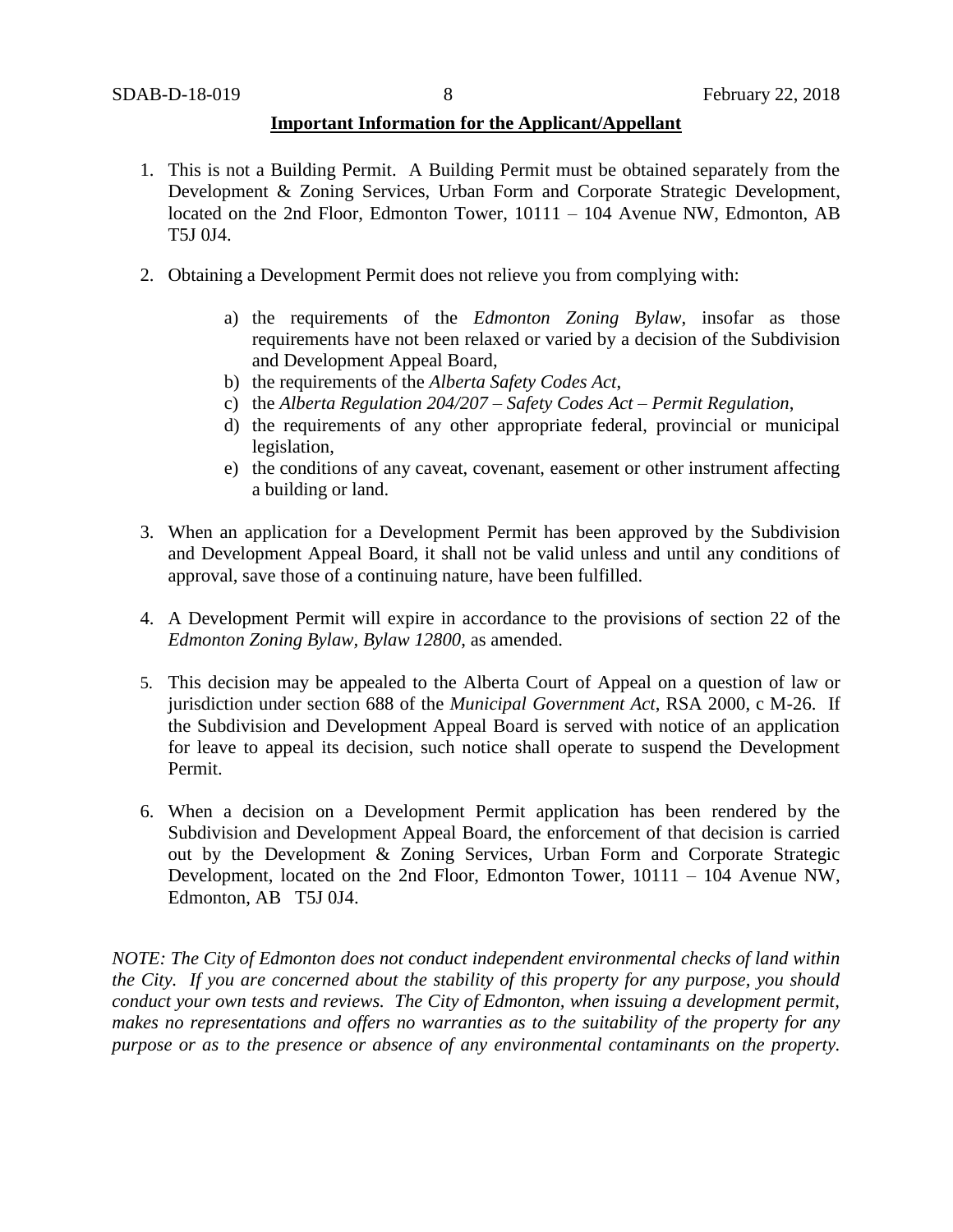**Important Information for the Applicant/Appellant**

1. This is not a Building Permit. A Building Permit must be obtained separately from the Development & Zoning Services, Urban Form and Corporate Strategic Development, located on the 2nd Floor, Edmonton Tower, 10111 – 104 Avenue NW, Edmonton, AB T5J 0J4.

2. Obtaining a Development Permit does not relieve you from complying with:

    a) the requirements of the *Edmonton Zoning Bylaw*, insofar as those requirements have not been relaxed or varied by a decision of the Subdivision and Development Appeal Board,
    b) the requirements of the *Alberta Safety Codes Act*,
    c) the *Alberta Regulation 204/207 – Safety Codes Act – Permit Regulation*,
    d) the requirements of any other appropriate federal, provincial or municipal legislation,
    e) the conditions of any caveat, covenant, easement or other instrument affecting a building or land.

3. When an application for a Development Permit has been approved by the Subdivision and Development Appeal Board, it shall not be valid unless and until any conditions of approval, save those of a continuing nature, have been fulfilled.

4. A Development Permit will expire in accordance to the provisions of section 22 of the *Edmonton Zoning Bylaw, Bylaw 12800*, as amended.

5. This decision may be appealed to the Alberta Court of Appeal on a question of law or jurisdiction under section 688 of the *Municipal Government Act*, RSA 2000, c M-26. If the Subdivision and Development Appeal Board is served with notice of an application for leave to appeal its decision, such notice shall operate to suspend the Development Permit.

6. When a decision on a Development Permit application has been rendered by the Subdivision and Development Appeal Board, the enforcement of that decision is carried out by the Development & Zoning Services, Urban Form and Corporate Strategic Development, located on the 2nd Floor, Edmonton Tower, 10111 – 104 Avenue NW, Edmonton, AB T5J 0J4.

*NOTE: The City of Edmonton does not conduct independent environmental checks of land within the City. If you are concerned about the stability of this property for any purpose, you should conduct your own tests and reviews. The City of Edmonton, when issuing a development permit, makes no representations and offers no warranties as to the suitability of the property for any purpose or as to the presence or absence of any environmental contaminants on the property.*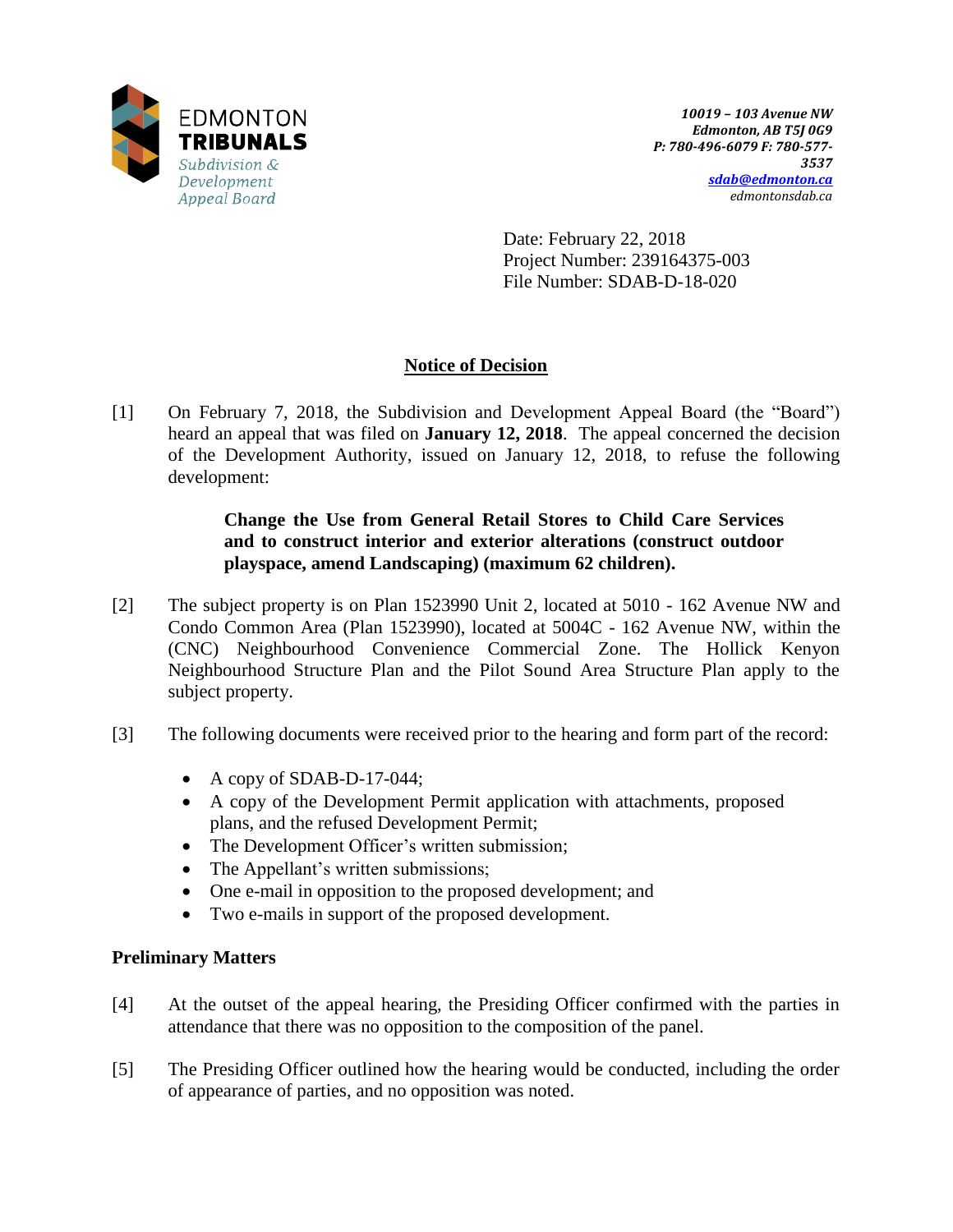EDMONTON
**TRIBUNALS**
*Subdivision & Development Appeal Board*

***10019 – 103 Avenue NW***
***Edmonton, AB T5J 0G9***
***P: 780-496-6079 F: 780-577-3537***
***sdab@edmonton.ca***
*edmontonsdab.ca*

Date: February 22, 2018
Project Number: 239164375-003
File Number: SDAB-D-18-020

## Notice of Decision

[1] On February 7, 2018, the Subdivision and Development Appeal Board (the "Board") heard an appeal that was filed on **January 12, 2018**. The appeal concerned the decision of the Development Authority, issued on January 12, 2018, to refuse the following development:

> **Change the Use from General Retail Stores to Child Care Services and to construct interior and exterior alterations (construct outdoor playspace, amend Landscaping) (maximum 62 children).**

[2] The subject property is on Plan 1523990 Unit 2, located at 5010 - 162 Avenue NW and Condo Common Area (Plan 1523990), located at 5004C - 162 Avenue NW, within the (CNC) Neighbourhood Convenience Commercial Zone. The Hollick Kenyon Neighbourhood Structure Plan and the Pilot Sound Area Structure Plan apply to the subject property.

[3] The following documents were received prior to the hearing and form part of the record:

- A copy of SDAB-D-17-044;
- A copy of the Development Permit application with attachments, proposed plans, and the refused Development Permit;
- The Development Officer's written submission;
- The Appellant's written submissions;
- One e-mail in opposition to the proposed development; and
- Two e-mails in support of the proposed development.

### Preliminary Matters

[4] At the outset of the appeal hearing, the Presiding Officer confirmed with the parties in attendance that there was no opposition to the composition of the panel.

[5] The Presiding Officer outlined how the hearing would be conducted, including the order of appearance of parties, and no opposition was noted.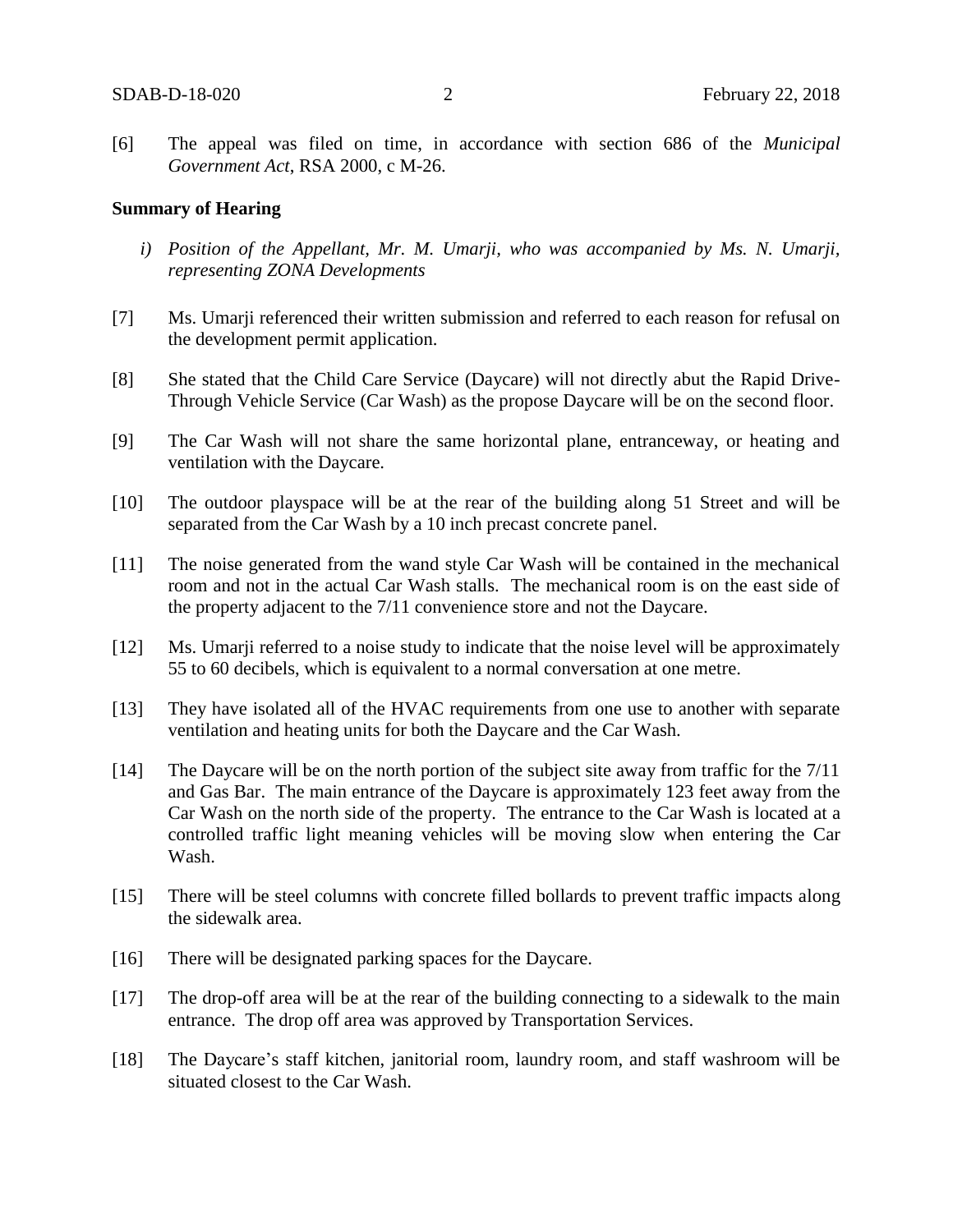[6] The appeal was filed on time, in accordance with section 686 of the *Municipal Government Act*, RSA 2000, c M-26.

**Summary of Hearing**

*i) Position of the Appellant, Mr. M. Umarji, who was accompanied by Ms. N. Umarji, representing ZONA Developments*

[7] Ms. Umarji referenced their written submission and referred to each reason for refusal on the development permit application.

[8] She stated that the Child Care Service (Daycare) will not directly abut the Rapid Drive-Through Vehicle Service (Car Wash) as the propose Daycare will be on the second floor.

[9] The Car Wash will not share the same horizontal plane, entranceway, or heating and ventilation with the Daycare.

[10] The outdoor playspace will be at the rear of the building along 51 Street and will be separated from the Car Wash by a 10 inch precast concrete panel.

[11] The noise generated from the wand style Car Wash will be contained in the mechanical room and not in the actual Car Wash stalls. The mechanical room is on the east side of the property adjacent to the 7/11 convenience store and not the Daycare.

[12] Ms. Umarji referred to a noise study to indicate that the noise level will be approximately 55 to 60 decibels, which is equivalent to a normal conversation at one metre.

[13] They have isolated all of the HVAC requirements from one use to another with separate ventilation and heating units for both the Daycare and the Car Wash.

[14] The Daycare will be on the north portion of the subject site away from traffic for the 7/11 and Gas Bar. The main entrance of the Daycare is approximately 123 feet away from the Car Wash on the north side of the property. The entrance to the Car Wash is located at a controlled traffic light meaning vehicles will be moving slow when entering the Car Wash.

[15] There will be steel columns with concrete filled bollards to prevent traffic impacts along the sidewalk area.

[16] There will be designated parking spaces for the Daycare.

[17] The drop-off area will be at the rear of the building connecting to a sidewalk to the main entrance. The drop off area was approved by Transportation Services.

[18] The Daycare's staff kitchen, janitorial room, laundry room, and staff washroom will be situated closest to the Car Wash.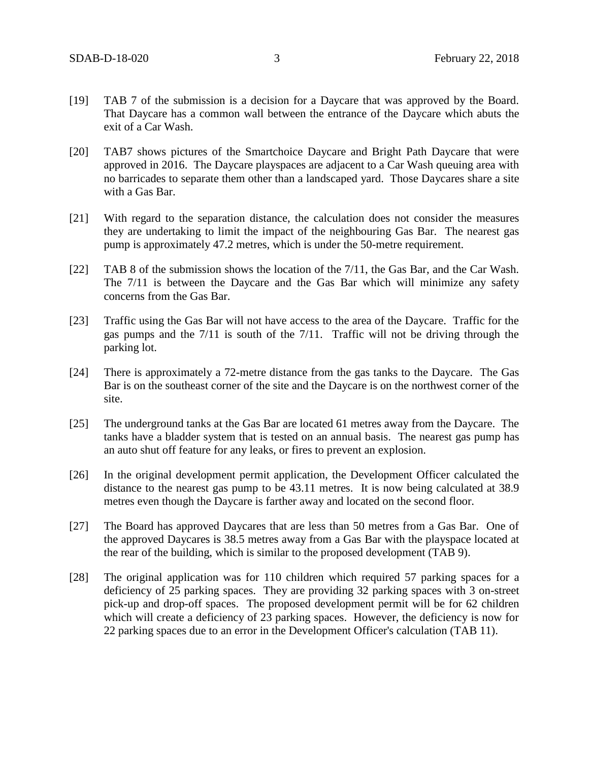[19] TAB 7 of the submission is a decision for a Daycare that was approved by the Board. That Daycare has a common wall between the entrance of the Daycare which abuts the exit of a Car Wash.

[20] TAB7 shows pictures of the Smartchoice Daycare and Bright Path Daycare that were approved in 2016. The Daycare playspaces are adjacent to a Car Wash queuing area with no barricades to separate them other than a landscaped yard. Those Daycares share a site with a Gas Bar.

[21] With regard to the separation distance, the calculation does not consider the measures they are undertaking to limit the impact of the neighbouring Gas Bar. The nearest gas pump is approximately 47.2 metres, which is under the 50-metre requirement.

[22] TAB 8 of the submission shows the location of the 7/11, the Gas Bar, and the Car Wash. The 7/11 is between the Daycare and the Gas Bar which will minimize any safety concerns from the Gas Bar.

[23] Traffic using the Gas Bar will not have access to the area of the Daycare. Traffic for the gas pumps and the 7/11 is south of the 7/11. Traffic will not be driving through the parking lot.

[24] There is approximately a 72-metre distance from the gas tanks to the Daycare. The Gas Bar is on the southeast corner of the site and the Daycare is on the northwest corner of the site.

[25] The underground tanks at the Gas Bar are located 61 metres away from the Daycare. The tanks have a bladder system that is tested on an annual basis. The nearest gas pump has an auto shut off feature for any leaks, or fires to prevent an explosion.

[26] In the original development permit application, the Development Officer calculated the distance to the nearest gas pump to be 43.11 metres. It is now being calculated at 38.9 metres even though the Daycare is farther away and located on the second floor.

[27] The Board has approved Daycares that are less than 50 metres from a Gas Bar. One of the approved Daycares is 38.5 metres away from a Gas Bar with the playspace located at the rear of the building, which is similar to the proposed development (TAB 9).

[28] The original application was for 110 children which required 57 parking spaces for a deficiency of 25 parking spaces. They are providing 32 parking spaces with 3 on-street pick-up and drop-off spaces. The proposed development permit will be for 62 children which will create a deficiency of 23 parking spaces. However, the deficiency is now for 22 parking spaces due to an error in the Development Officer's calculation (TAB 11).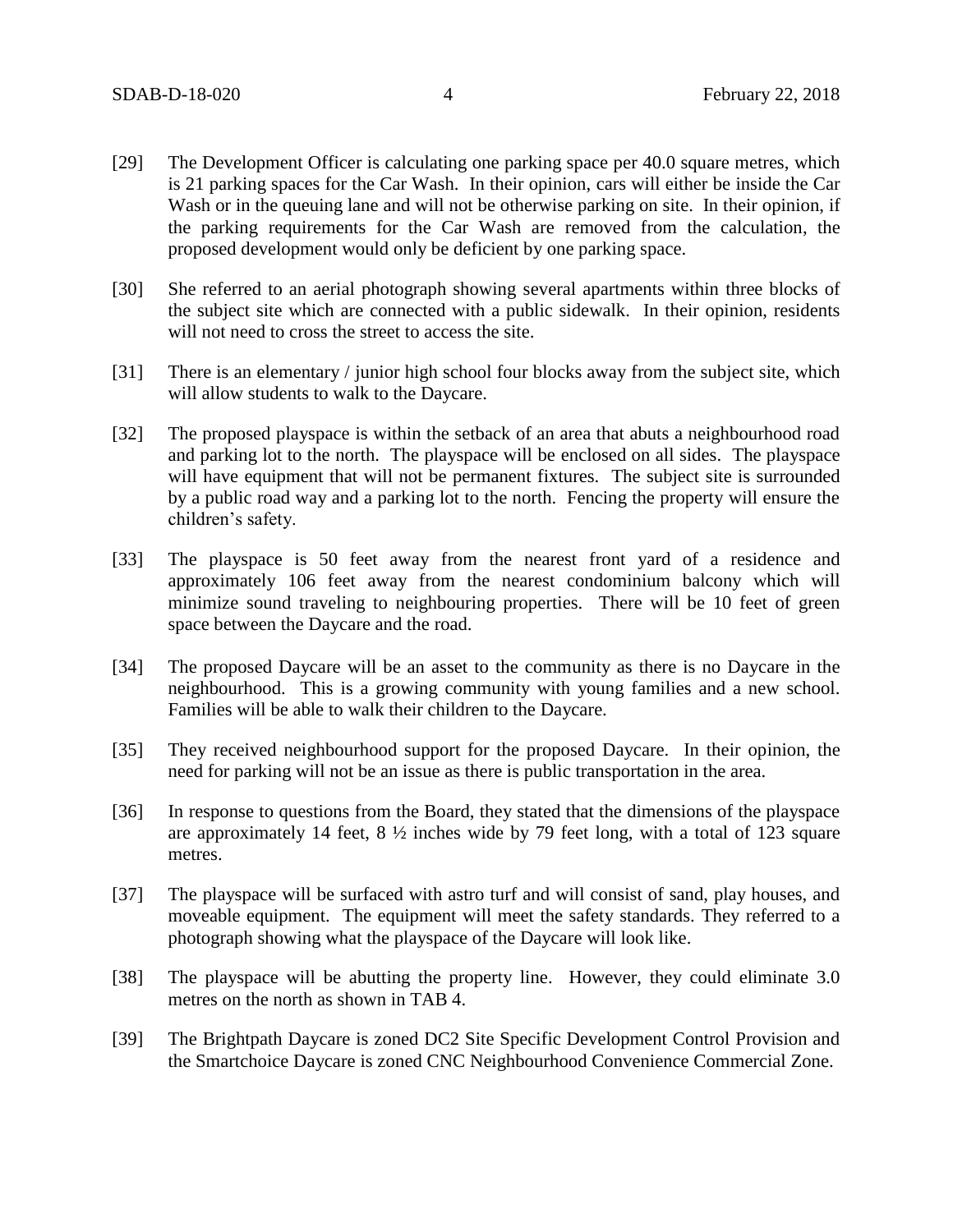[29] The Development Officer is calculating one parking space per 40.0 square metres, which is 21 parking spaces for the Car Wash. In their opinion, cars will either be inside the Car Wash or in the queuing lane and will not be otherwise parking on site. In their opinion, if the parking requirements for the Car Wash are removed from the calculation, the proposed development would only be deficient by one parking space.

[30] She referred to an aerial photograph showing several apartments within three blocks of the subject site which are connected with a public sidewalk. In their opinion, residents will not need to cross the street to access the site.

[31] There is an elementary / junior high school four blocks away from the subject site, which will allow students to walk to the Daycare.

[32] The proposed playspace is within the setback of an area that abuts a neighbourhood road and parking lot to the north. The playspace will be enclosed on all sides. The playspace will have equipment that will not be permanent fixtures. The subject site is surrounded by a public road way and a parking lot to the north. Fencing the property will ensure the children's safety.

[33] The playspace is 50 feet away from the nearest front yard of a residence and approximately 106 feet away from the nearest condominium balcony which will minimize sound traveling to neighbouring properties. There will be 10 feet of green space between the Daycare and the road.

[34] The proposed Daycare will be an asset to the community as there is no Daycare in the neighbourhood. This is a growing community with young families and a new school. Families will be able to walk their children to the Daycare.

[35] They received neighbourhood support for the proposed Daycare. In their opinion, the need for parking will not be an issue as there is public transportation in the area.

[36] In response to questions from the Board, they stated that the dimensions of the playspace are approximately 14 feet, 8 ½ inches wide by 79 feet long, with a total of 123 square metres.

[37] The playspace will be surfaced with astro turf and will consist of sand, play houses, and moveable equipment. The equipment will meet the safety standards. They referred to a photograph showing what the playspace of the Daycare will look like.

[38] The playspace will be abutting the property line. However, they could eliminate 3.0 metres on the north as shown in TAB 4.

[39] The Brightpath Daycare is zoned DC2 Site Specific Development Control Provision and the Smartchoice Daycare is zoned CNC Neighbourhood Convenience Commercial Zone.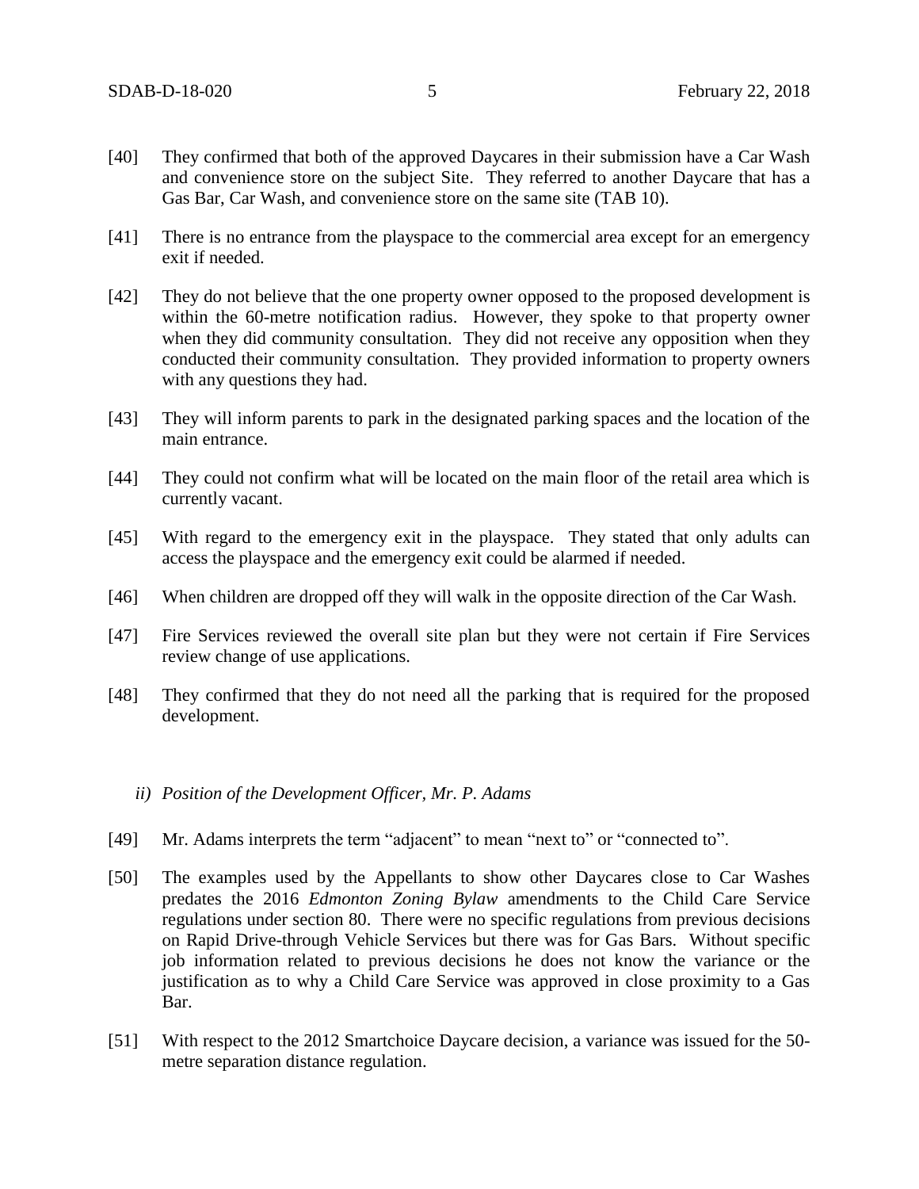[40] They confirmed that both of the approved Daycares in their submission have a Car Wash and convenience store on the subject Site. They referred to another Daycare that has a Gas Bar, Car Wash, and convenience store on the same site (TAB 10).

[41] There is no entrance from the playspace to the commercial area except for an emergency exit if needed.

[42] They do not believe that the one property owner opposed to the proposed development is within the 60-metre notification radius. However, they spoke to that property owner when they did community consultation. They did not receive any opposition when they conducted their community consultation. They provided information to property owners with any questions they had.

[43] They will inform parents to park in the designated parking spaces and the location of the main entrance.

[44] They could not confirm what will be located on the main floor of the retail area which is currently vacant.

[45] With regard to the emergency exit in the playspace. They stated that only adults can access the playspace and the emergency exit could be alarmed if needed.

[46] When children are dropped off they will walk in the opposite direction of the Car Wash.

[47] Fire Services reviewed the overall site plan but they were not certain if Fire Services review change of use applications.

[48] They confirmed that they do not need all the parking that is required for the proposed development.

*ii) Position of the Development Officer, Mr. P. Adams*

[49] Mr. Adams interprets the term "adjacent" to mean "next to" or "connected to".

[50] The examples used by the Appellants to show other Daycares close to Car Washes predates the 2016 *Edmonton Zoning Bylaw* amendments to the Child Care Service regulations under section 80. There were no specific regulations from previous decisions on Rapid Drive-through Vehicle Services but there was for Gas Bars. Without specific job information related to previous decisions he does not know the variance or the justification as to why a Child Care Service was approved in close proximity to a Gas Bar.

[51] With respect to the 2012 Smartchoice Daycare decision, a variance was issued for the 50-metre separation distance regulation.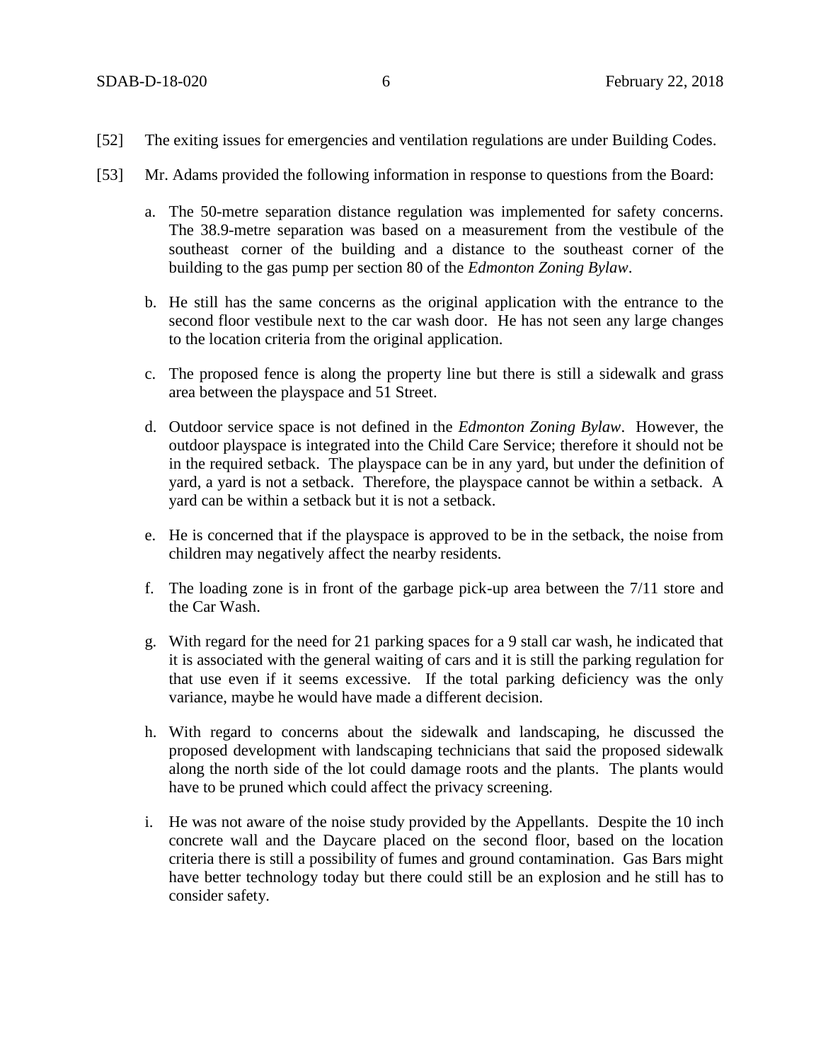[52] The exiting issues for emergencies and ventilation regulations are under Building Codes.

[53] Mr. Adams provided the following information in response to questions from the Board:

a. The 50-metre separation distance regulation was implemented for safety concerns. The 38.9-metre separation was based on a measurement from the vestibule of the southeast corner of the building and a distance to the southeast corner of the building to the gas pump per section 80 of the *Edmonton Zoning Bylaw*.

b. He still has the same concerns as the original application with the entrance to the second floor vestibule next to the car wash door. He has not seen any large changes to the location criteria from the original application.

c. The proposed fence is along the property line but there is still a sidewalk and grass area between the playspace and 51 Street.

d. Outdoor service space is not defined in the *Edmonton Zoning Bylaw*. However, the outdoor playspace is integrated into the Child Care Service; therefore it should not be in the required setback. The playspace can be in any yard, but under the definition of yard, a yard is not a setback. Therefore, the playspace cannot be within a setback. A yard can be within a setback but it is not a setback.

e. He is concerned that if the playspace is approved to be in the setback, the noise from children may negatively affect the nearby residents.

f. The loading zone is in front of the garbage pick-up area between the 7/11 store and the Car Wash.

g. With regard for the need for 21 parking spaces for a 9 stall car wash, he indicated that it is associated with the general waiting of cars and it is still the parking regulation for that use even if it seems excessive. If the total parking deficiency was the only variance, maybe he would have made a different decision.

h. With regard to concerns about the sidewalk and landscaping, he discussed the proposed development with landscaping technicians that said the proposed sidewalk along the north side of the lot could damage roots and the plants. The plants would have to be pruned which could affect the privacy screening.

i. He was not aware of the noise study provided by the Appellants. Despite the 10 inch concrete wall and the Daycare placed on the second floor, based on the location criteria there is still a possibility of fumes and ground contamination. Gas Bars might have better technology today but there could still be an explosion and he still has to consider safety.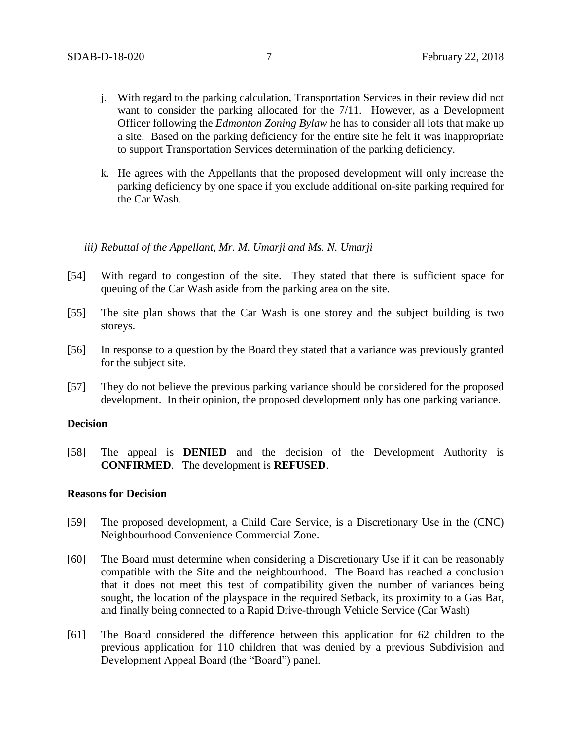j. With regard to the parking calculation, Transportation Services in their review did not want to consider the parking allocated for the 7/11. However, as a Development Officer following the *Edmonton Zoning Bylaw* he has to consider all lots that make up a site. Based on the parking deficiency for the entire site he felt it was inappropriate to support Transportation Services determination of the parking deficiency.

k. He agrees with the Appellants that the proposed development will only increase the parking deficiency by one space if you exclude additional on-site parking required for the Car Wash.

*iii) Rebuttal of the Appellant, Mr. M. Umarji and Ms. N. Umarji*

[54] With regard to congestion of the site. They stated that there is sufficient space for queuing of the Car Wash aside from the parking area on the site.

[55] The site plan shows that the Car Wash is one storey and the subject building is two storeys.

[56] In response to a question by the Board they stated that a variance was previously granted for the subject site.

[57] They do not believe the previous parking variance should be considered for the proposed development. In their opinion, the proposed development only has one parking variance.

**Decision**

[58] The appeal is **DENIED** and the decision of the Development Authority is **CONFIRMED**. The development is **REFUSED**.

**Reasons for Decision**

[59] The proposed development, a Child Care Service, is a Discretionary Use in the (CNC) Neighbourhood Convenience Commercial Zone.

[60] The Board must determine when considering a Discretionary Use if it can be reasonably compatible with the Site and the neighbourhood. The Board has reached a conclusion that it does not meet this test of compatibility given the number of variances being sought, the location of the playspace in the required Setback, its proximity to a Gas Bar, and finally being connected to a Rapid Drive-through Vehicle Service (Car Wash)

[61] The Board considered the difference between this application for 62 children to the previous application for 110 children that was denied by a previous Subdivision and Development Appeal Board (the "Board") panel.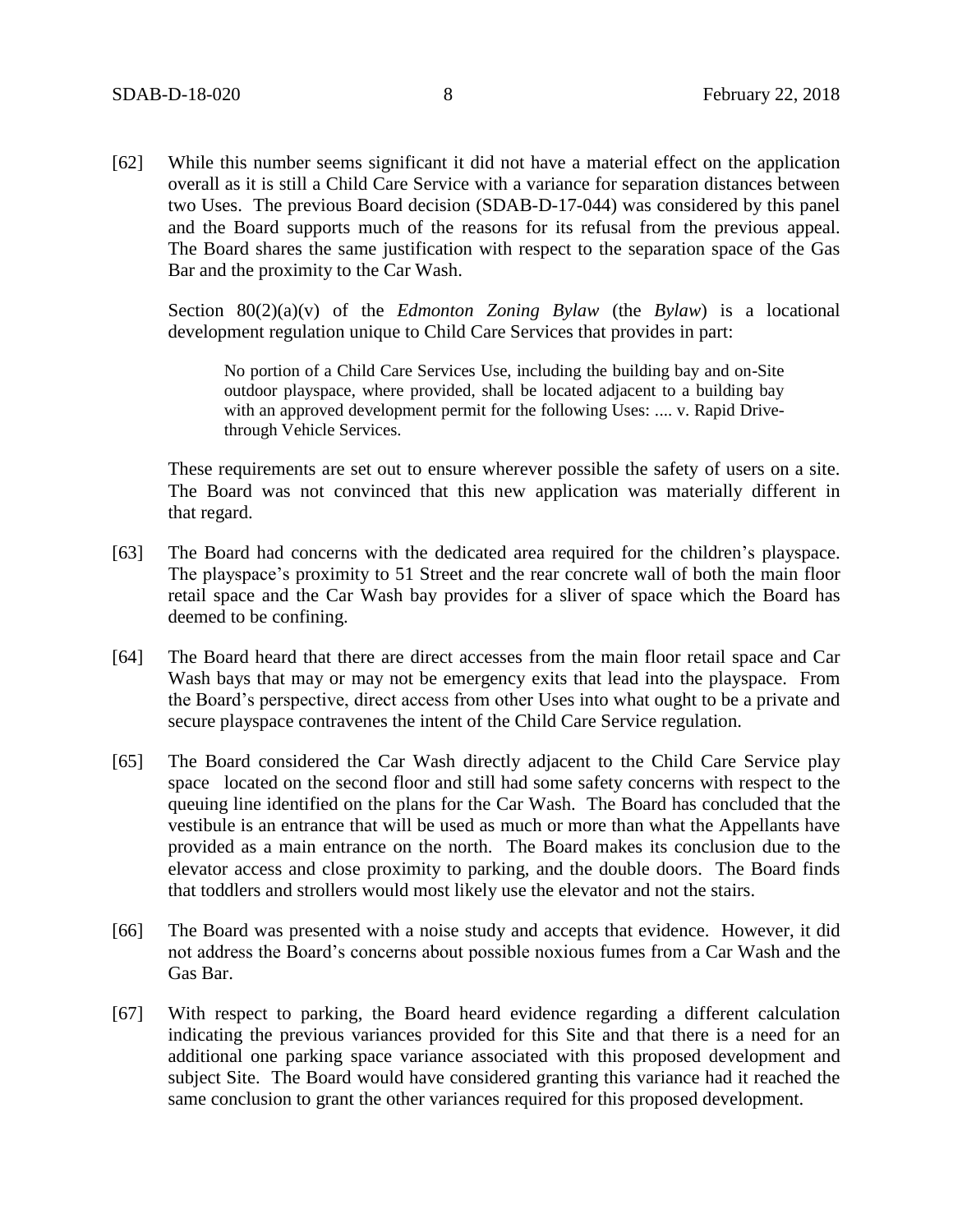[62] While this number seems significant it did not have a material effect on the application overall as it is still a Child Care Service with a variance for separation distances between two Uses. The previous Board decision (SDAB-D-17-044) was considered by this panel and the Board supports much of the reasons for its refusal from the previous appeal. The Board shares the same justification with respect to the separation space of the Gas Bar and the proximity to the Car Wash.

Section 80(2)(a)(v) of the *Edmonton Zoning Bylaw* (the *Bylaw*) is a locational development regulation unique to Child Care Services that provides in part:

> No portion of a Child Care Services Use, including the building bay and on-Site outdoor playspace, where provided, shall be located adjacent to a building bay with an approved development permit for the following Uses: .... v. Rapid Drive-through Vehicle Services.

These requirements are set out to ensure wherever possible the safety of users on a site. The Board was not convinced that this new application was materially different in that regard.

[63] The Board had concerns with the dedicated area required for the children's playspace. The playspace's proximity to 51 Street and the rear concrete wall of both the main floor retail space and the Car Wash bay provides for a sliver of space which the Board has deemed to be confining.

[64] The Board heard that there are direct accesses from the main floor retail space and Car Wash bays that may or may not be emergency exits that lead into the playspace. From the Board's perspective, direct access from other Uses into what ought to be a private and secure playspace contravenes the intent of the Child Care Service regulation.

[65] The Board considered the Car Wash directly adjacent to the Child Care Service play space located on the second floor and still had some safety concerns with respect to the queuing line identified on the plans for the Car Wash. The Board has concluded that the vestibule is an entrance that will be used as much or more than what the Appellants have provided as a main entrance on the north. The Board makes its conclusion due to the elevator access and close proximity to parking, and the double doors. The Board finds that toddlers and strollers would most likely use the elevator and not the stairs.

[66] The Board was presented with a noise study and accepts that evidence. However, it did not address the Board's concerns about possible noxious fumes from a Car Wash and the Gas Bar.

[67] With respect to parking, the Board heard evidence regarding a different calculation indicating the previous variances provided for this Site and that there is a need for an additional one parking space variance associated with this proposed development and subject Site. The Board would have considered granting this variance had it reached the same conclusion to grant the other variances required for this proposed development.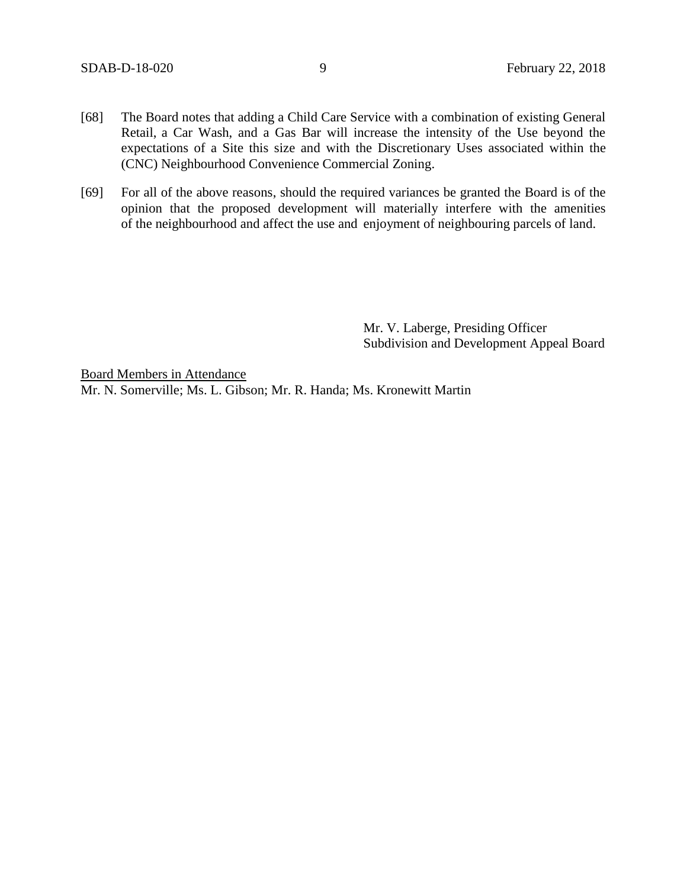[68] The Board notes that adding a Child Care Service with a combination of existing General Retail, a Car Wash, and a Gas Bar will increase the intensity of the Use beyond the expectations of a Site this size and with the Discretionary Uses associated within the (CNC) Neighbourhood Convenience Commercial Zoning.

[69] For all of the above reasons, should the required variances be granted the Board is of the opinion that the proposed development will materially interfere with the amenities of the neighbourhood and affect the use and enjoyment of neighbouring parcels of land.

Mr. V. Laberge, Presiding Officer
Subdivision and Development Appeal Board

Board Members in Attendance
Mr. N. Somerville; Ms. L. Gibson; Mr. R. Handa; Ms. Kronewitt Martin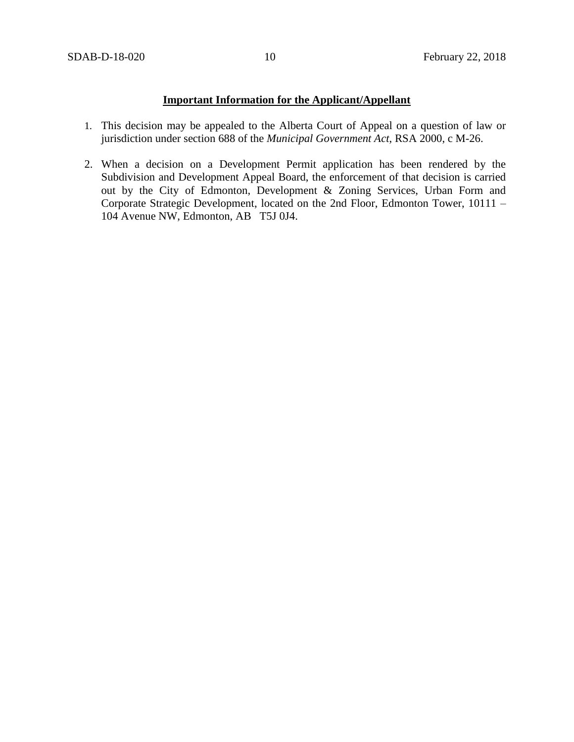**Important Information for the Applicant/Appellant**

1. This decision may be appealed to the Alberta Court of Appeal on a question of law or jurisdiction under section 688 of the *Municipal Government Act*, RSA 2000, c M-26.

2. When a decision on a Development Permit application has been rendered by the Subdivision and Development Appeal Board, the enforcement of that decision is carried out by the City of Edmonton, Development & Zoning Services, Urban Form and Corporate Strategic Development, located on the 2nd Floor, Edmonton Tower, 10111 – 104 Avenue NW, Edmonton, AB T5J 0J4.